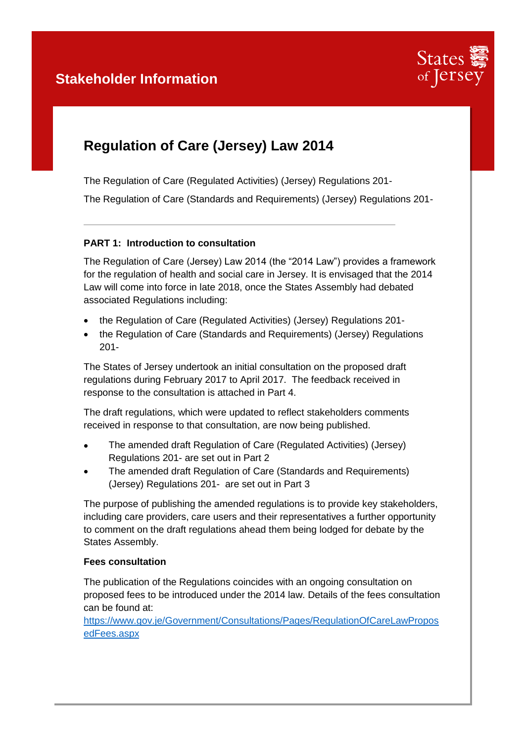**Stakeholder Information**

States of Jersey

# Regulation of Care (Jersey) Law 2014

The Regulation of Care (Regulated Activities) (Jersey) Regulations 201-

The Regulation of Care (Standards and Requirements) (Jersey) Regulations 201-

---

### PART 1: Introduction to consultation

The Regulation of Care (Jersey) Law 2014 (the "2014 Law") provides a framework for the regulation of health and social care in Jersey. It is envisaged that the 2014 Law will come into force in late 2018, once the States Assembly had debated associated Regulations including:

- the Regulation of Care (Regulated Activities) (Jersey) Regulations 201-
- the Regulation of Care (Standards and Requirements) (Jersey) Regulations 201-

The States of Jersey undertook an initial consultation on the proposed draft regulations during February 2017 to April 2017. The feedback received in response to the consultation is attached in Part 4.

The draft regulations, which were updated to reflect stakeholders comments received in response to that consultation, are now being published.

- The amended draft Regulation of Care (Regulated Activities) (Jersey) Regulations 201- are set out in Part 2
- The amended draft Regulation of Care (Standards and Requirements) (Jersey) Regulations 201- are set out in Part 3

The purpose of publishing the amended regulations is to provide key stakeholders, including care providers, care users and their representatives a further opportunity to comment on the draft regulations ahead them being lodged for debate by the States Assembly.

#### Fees consultation

The publication of the Regulations coincides with an ongoing consultation on proposed fees to be introduced under the 2014 law. Details of the fees consultation can be found at:
https://www.gov.je/Government/Consultations/Pages/RegulationOfCareLawProposedFees.aspx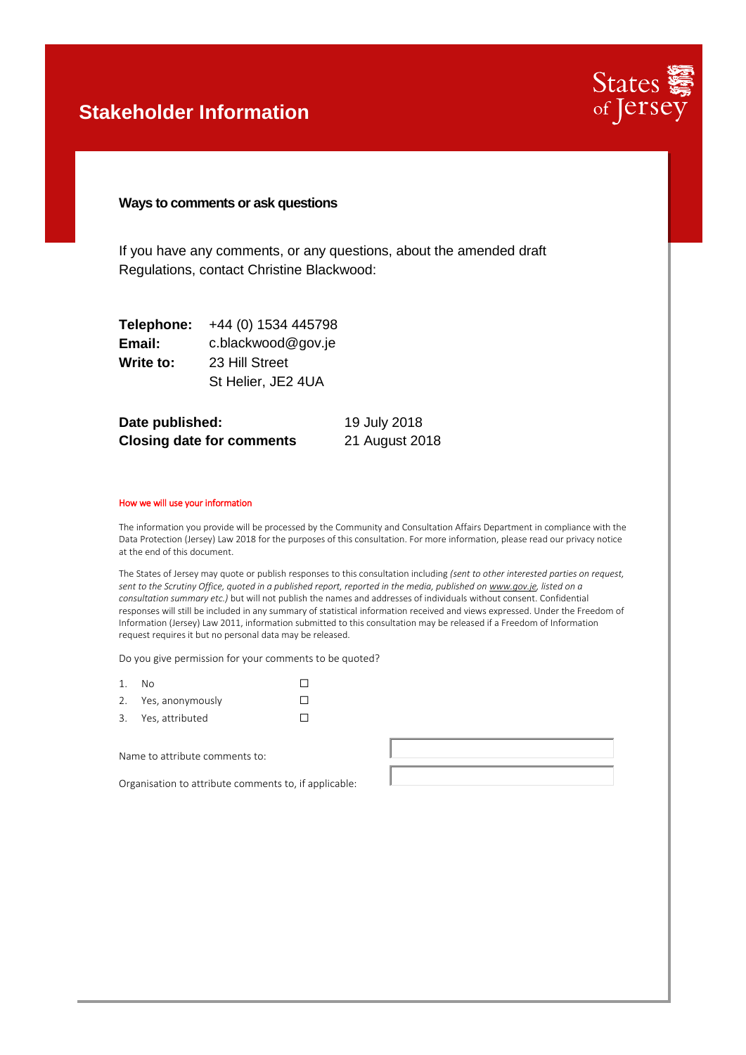# Stakeholder Information

### Ways to comments or ask questions

If you have any comments, or any questions, about the amended draft Regulations, contact Christine Blackwood:

| | |
|---|---|
| **Telephone:** | +44 (0) 1534 445798 |
| **Email:** | c.blackwood@gov.je |
| **Write to:** | 23 Hill Street<br>St Helier, JE2 4UA |

| | |
|---|---|
| **Date published:** | 19 July 2018 |
| **Closing date for comments** | 21 August 2018 |

#### How we will use your information

The information you provide will be processed by the Community and Consultation Affairs Department in compliance with the Data Protection (Jersey) Law 2018 for the purposes of this consultation. For more information, please read our privacy notice at the end of this document.

The States of Jersey may quote or publish responses to this consultation including *(sent to other interested parties on request, sent to the Scrutiny Office, quoted in a published report, reported in the media, published on www.gov.je, listed on a consultation summary etc.)* but will not publish the names and addresses of individuals without consent. Confidential responses will still be included in any summary of statistical information received and views expressed. Under the Freedom of Information (Jersey) Law 2011, information submitted to this consultation may be released if a Freedom of Information request requires it but no personal data may be released.

Do you give permission for your comments to be quoted?

1. No ☐
2. Yes, anonymously ☐
3. Yes, attributed ☐

Name to attribute comments to:

Organisation to attribute comments to, if applicable: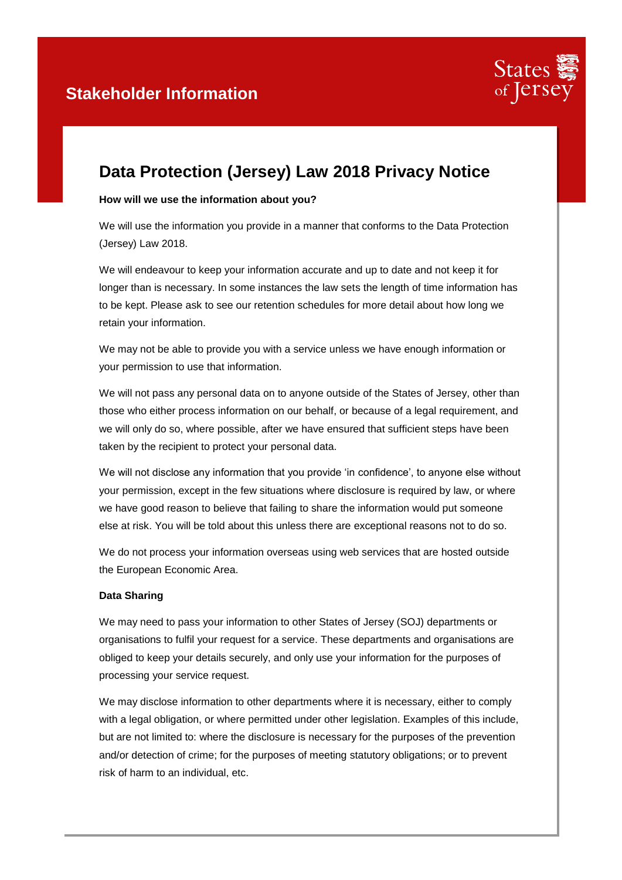## Stakeholder Information

# Data Protection (Jersey) Law 2018 Privacy Notice

**How will we use the information about you?**

We will use the information you provide in a manner that conforms to the Data Protection (Jersey) Law 2018.

We will endeavour to keep your information accurate and up to date and not keep it for longer than is necessary. In some instances the law sets the length of time information has to be kept. Please ask to see our retention schedules for more detail about how long we retain your information.

We may not be able to provide you with a service unless we have enough information or your permission to use that information.

We will not pass any personal data on to anyone outside of the States of Jersey, other than those who either process information on our behalf, or because of a legal requirement, and we will only do so, where possible, after we have ensured that sufficient steps have been taken by the recipient to protect your personal data.

We will not disclose any information that you provide 'in confidence', to anyone else without your permission, except in the few situations where disclosure is required by law, or where we have good reason to believe that failing to share the information would put someone else at risk. You will be told about this unless there are exceptional reasons not to do so.

We do not process your information overseas using web services that are hosted outside the European Economic Area.

**Data Sharing**

We may need to pass your information to other States of Jersey (SOJ) departments or organisations to fulfil your request for a service. These departments and organisations are obliged to keep your details securely, and only use your information for the purposes of processing your service request.

We may disclose information to other departments where it is necessary, either to comply with a legal obligation, or where permitted under other legislation. Examples of this include, but are not limited to: where the disclosure is necessary for the purposes of the prevention and/or detection of crime; for the purposes of meeting statutory obligations; or to prevent risk of harm to an individual, etc.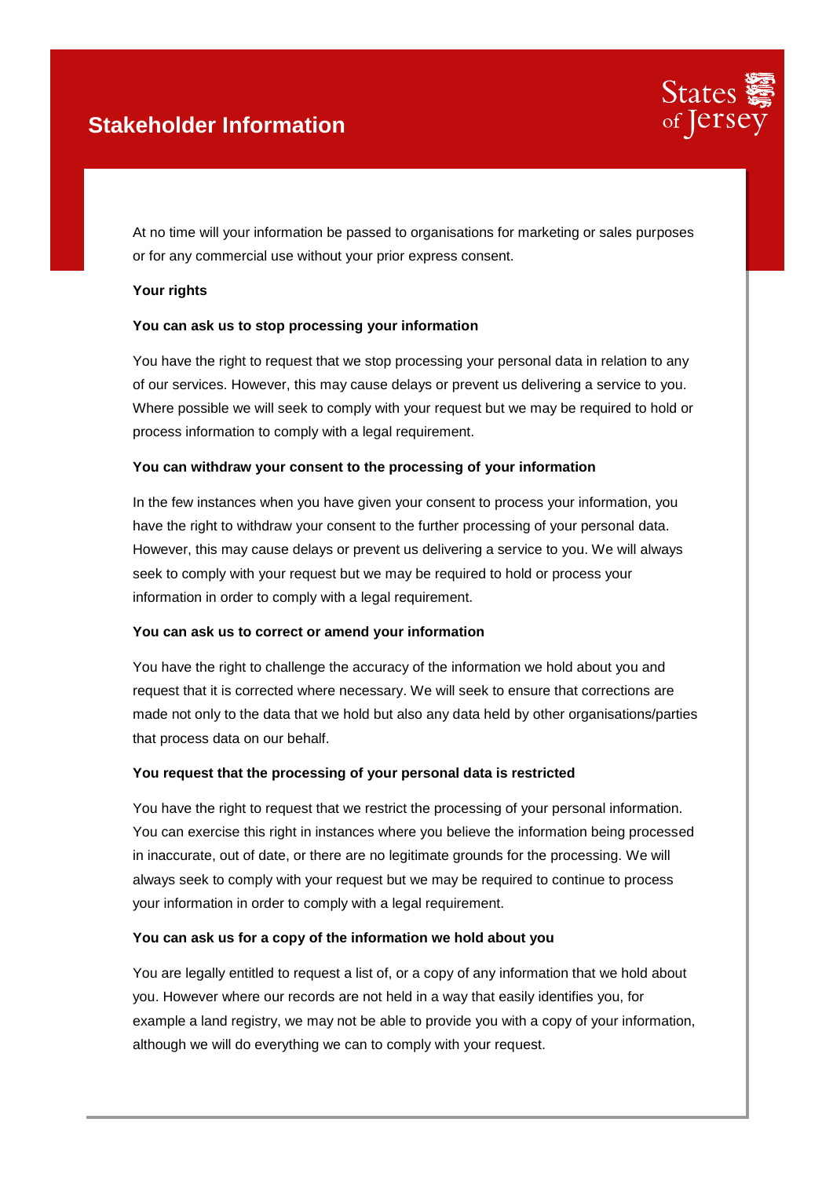At no time will your information be passed to organisations for marketing or sales purposes or for any commercial use without your prior express consent.

**Your rights**

**You can ask us to stop processing your information**

You have the right to request that we stop processing your personal data in relation to any of our services. However, this may cause delays or prevent us delivering a service to you. Where possible we will seek to comply with your request but we may be required to hold or process information to comply with a legal requirement.

**You can withdraw your consent to the processing of your information**

In the few instances when you have given your consent to process your information, you have the right to withdraw your consent to the further processing of your personal data. However, this may cause delays or prevent us delivering a service to you. We will always seek to comply with your request but we may be required to hold or process your information in order to comply with a legal requirement.

**You can ask us to correct or amend your information**

You have the right to challenge the accuracy of the information we hold about you and request that it is corrected where necessary. We will seek to ensure that corrections are made not only to the data that we hold but also any data held by other organisations/parties that process data on our behalf.

**You request that the processing of your personal data is restricted**

You have the right to request that we restrict the processing of your personal information. You can exercise this right in instances where you believe the information being processed in inaccurate, out of date, or there are no legitimate grounds for the processing. We will always seek to comply with your request but we may be required to continue to process your information in order to comply with a legal requirement.

**You can ask us for a copy of the information we hold about you**

You are legally entitled to request a list of, or a copy of any information that we hold about you. However where our records are not held in a way that easily identifies you, for example a land registry, we may not be able to provide you with a copy of your information, although we will do everything we can to comply with your request.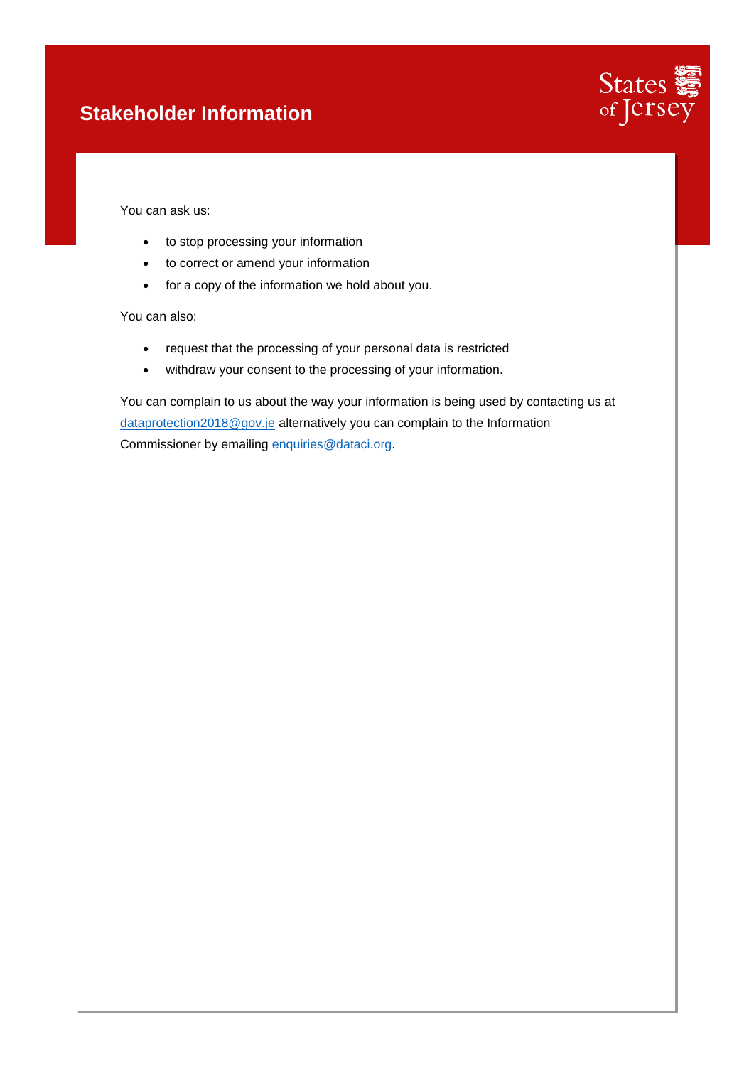## Stakeholder Information

You can ask us:

- to stop processing your information
- to correct or amend your information
- for a copy of the information we hold about you.

You can also:

- request that the processing of your personal data is restricted
- withdraw your consent to the processing of your information.

You can complain to us about the way your information is being used by contacting us at dataprotection2018@gov.je alternatively you can complain to the Information Commissioner by emailing enquiries@dataci.org.